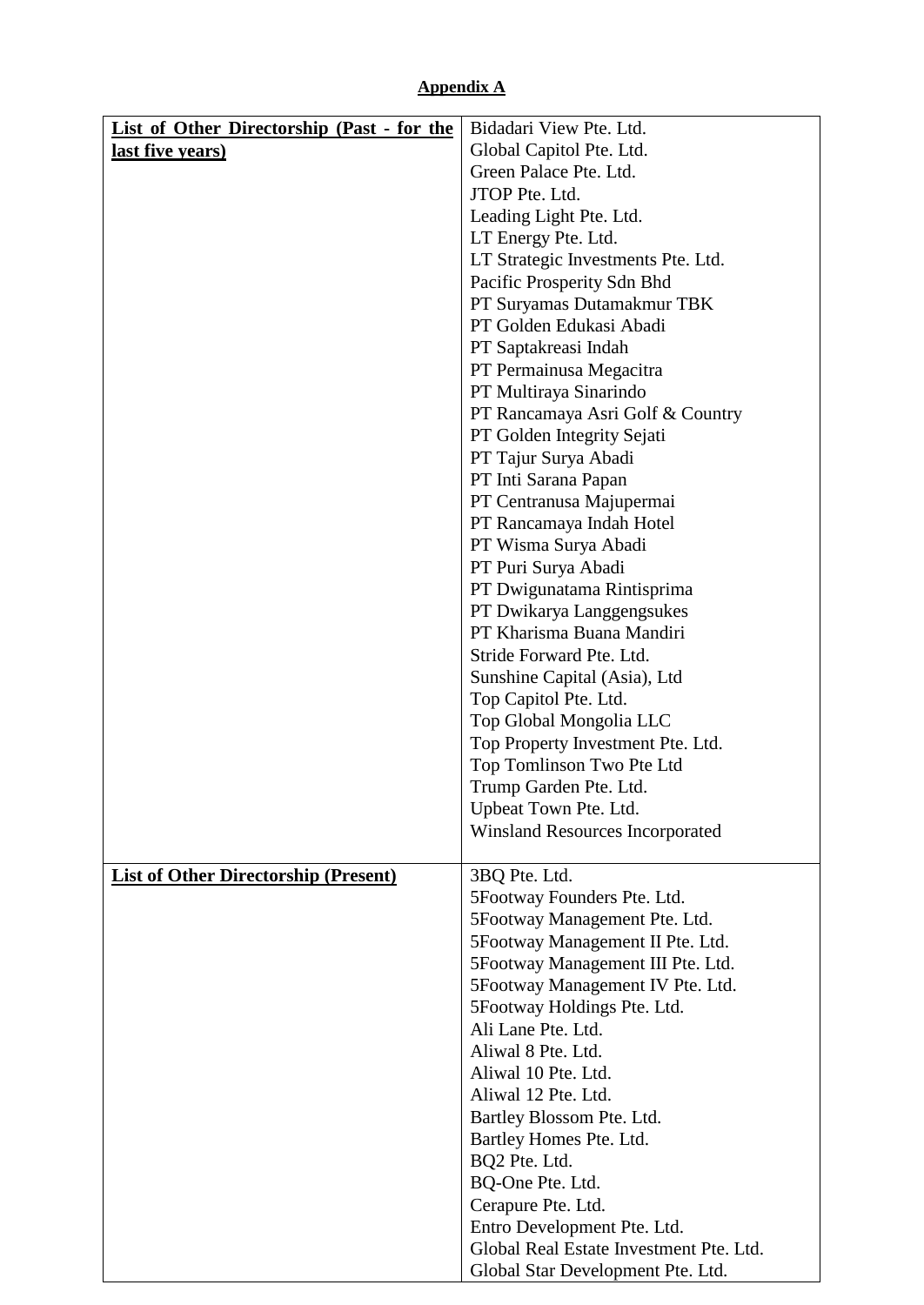**Appendix A**

| **List of Other Directorship (Past - for the last five years)** | Bidadari View Pte. Ltd.<br>Global Capitol Pte. Ltd.<br>Green Palace Pte. Ltd.<br>JTOP Pte. Ltd.<br>Leading Light Pte. Ltd.<br>LT Energy Pte. Ltd.<br>LT Strategic Investments Pte. Ltd.<br>Pacific Prosperity Sdn Bhd<br>PT Suryamas Dutamakmur TBK<br>PT Golden Edukasi Abadi<br>PT Saptakreasi Indah<br>PT Permainusa Megacitra<br>PT Multiraya Sinarindo<br>PT Rancamaya Asri Golf & Country<br>PT Golden Integrity Sejati<br>PT Tajur Surya Abadi<br>PT Inti Sarana Papan<br>PT Centranusa Majupermai<br>PT Rancamaya Indah Hotel<br>PT Wisma Surya Abadi<br>PT Puri Surya Abadi<br>PT Dwigunatama Rintisprima<br>PT Dwikarya Langgengsukes<br>PT Kharisma Buana Mandiri<br>Stride Forward Pte. Ltd.<br>Sunshine Capital (Asia), Ltd<br>Top Capitol Pte. Ltd.<br>Top Global Mongolia LLC<br>Top Property Investment Pte. Ltd.<br>Top Tomlinson Two Pte Ltd<br>Trump Garden Pte. Ltd.<br>Upbeat Town Pte. Ltd.<br>Winsland Resources Incorporated |
|---|---|
| **List of Other Directorship (Present)** | 3BQ Pte. Ltd.<br>5Footway Founders Pte. Ltd.<br>5Footway Management Pte. Ltd.<br>5Footway Management II Pte. Ltd.<br>5Footway Management III Pte. Ltd.<br>5Footway Management IV Pte. Ltd.<br>5Footway Holdings Pte. Ltd.<br>Ali Lane Pte. Ltd.<br>Aliwal 8 Pte. Ltd.<br>Aliwal 10 Pte. Ltd.<br>Aliwal 12 Pte. Ltd.<br>Bartley Blossom Pte. Ltd.<br>Bartley Homes Pte. Ltd.<br>BQ2 Pte. Ltd.<br>BQ-One Pte. Ltd.<br>Cerapure Pte. Ltd.<br>Entro Development Pte. Ltd.<br>Global Real Estate Investment Pte. Ltd.<br>Global Star Development Pte. Ltd. |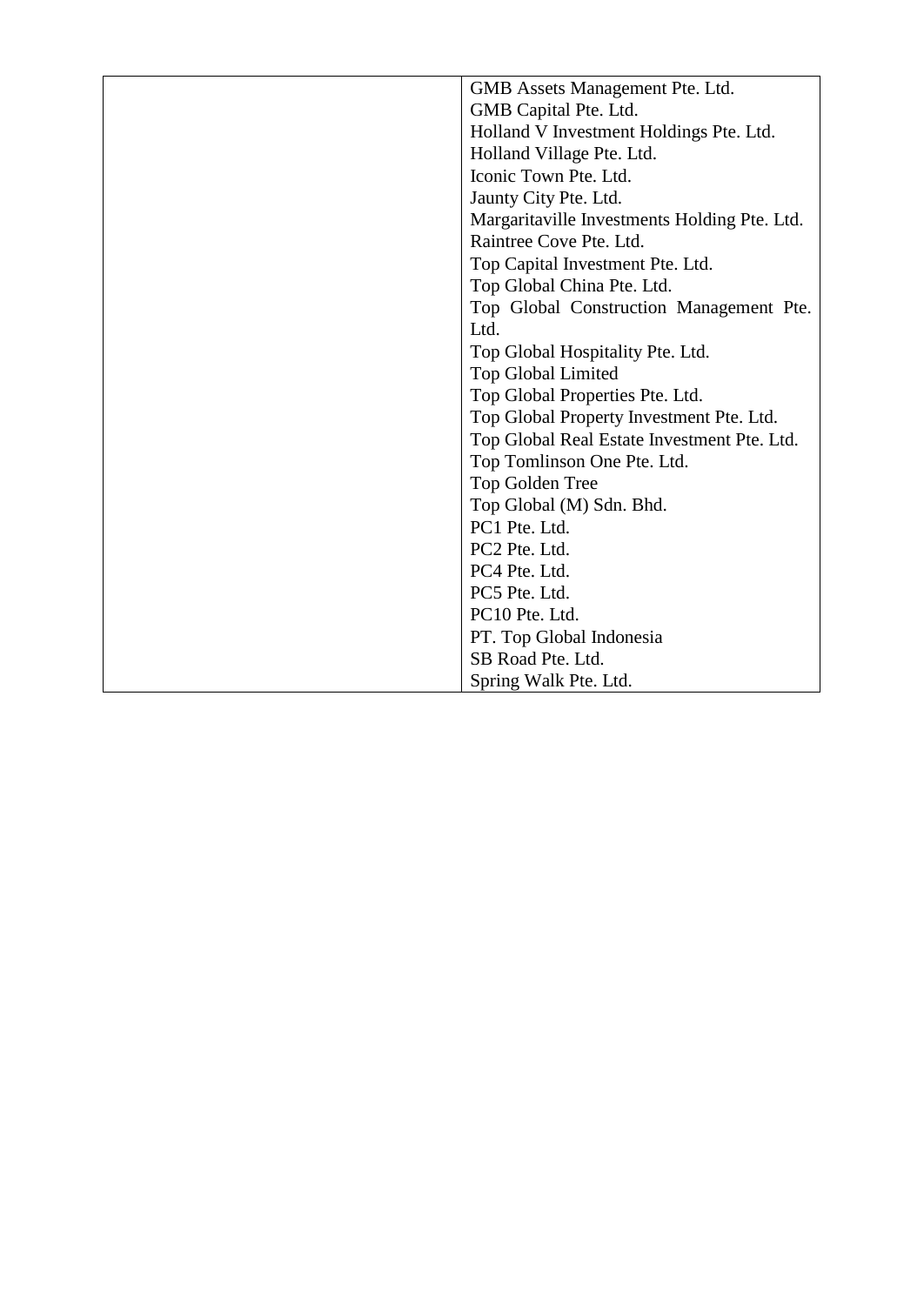| | |
|---|---|
| | GMB Assets Management Pte. Ltd.<br>GMB Capital Pte. Ltd.<br>Holland V Investment Holdings Pte. Ltd.<br>Holland Village Pte. Ltd.<br>Iconic Town Pte. Ltd.<br>Jaunty City Pte. Ltd.<br>Margaritaville Investments Holding Pte. Ltd.<br>Raintree Cove Pte. Ltd.<br>Top Capital Investment Pte. Ltd.<br>Top Global China Pte. Ltd.<br>Top Global Construction Management Pte. Ltd.<br>Top Global Hospitality Pte. Ltd.<br>Top Global Limited<br>Top Global Properties Pte. Ltd.<br>Top Global Property Investment Pte. Ltd.<br>Top Global Real Estate Investment Pte. Ltd.<br>Top Tomlinson One Pte. Ltd.<br>Top Golden Tree<br>Top Global (M) Sdn. Bhd.<br>PC1 Pte. Ltd.<br>PC2 Pte. Ltd.<br>PC4 Pte. Ltd.<br>PC5 Pte. Ltd.<br>PC10 Pte. Ltd.<br>PT. Top Global Indonesia<br>SB Road Pte. Ltd.<br>Spring Walk Pte. Ltd. |